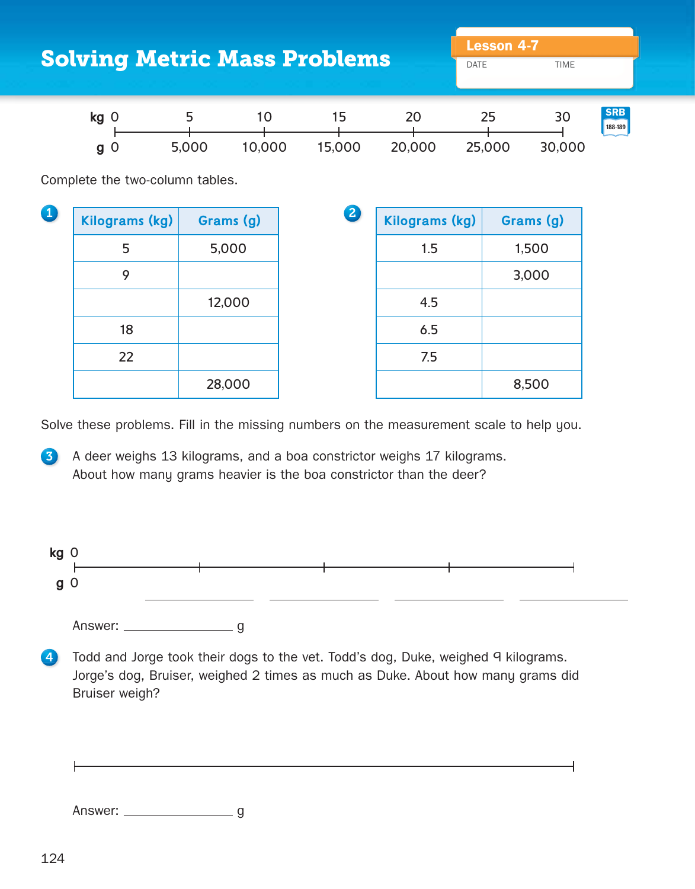# Solving Metric Mass Problems

Lesson 4-7

DATE TIME

| kg | 0 | 5 | 10 | 15 | 20 | 25 | 30 |
|---|---|---|---|---|---|---|---|
| g | 0 | 5,000 | 10,000 | 15,000 | 20,000 | 25,000 | 30,000 |

SRB 188-189

Complete the two-column tables.

**1**

| Kilograms (kg) | Grams (g) |
|---|---|
| 5 | 5,000 |
| 9 | |
| | 12,000 |
| 18 | |
| 22 | |
| | 28,000 |

**2**

| Kilograms (kg) | Grams (g) |
|---|---|
| 1.5 | 1,500 |
| | 3,000 |
| 4.5 | |
| 6.5 | |
| 7.5 | |
| | 8,500 |

Solve these problems. Fill in the missing numbers on the measurement scale to help you.

**3** A deer weighs 13 kilograms, and a boa constrictor weighs 17 kilograms. About how many grams heavier is the boa constrictor than the deer?

kg 0 ______ ______ ______ ______

g 0 ______ ______ ______ ______

Answer: ______________ g

**4** Todd and Jorge took their dogs to the vet. Todd's dog, Duke, weighed 9 kilograms. Jorge's dog, Bruiser, weighed 2 times as much as Duke. About how many grams did Bruiser weigh?

Answer: ______________ g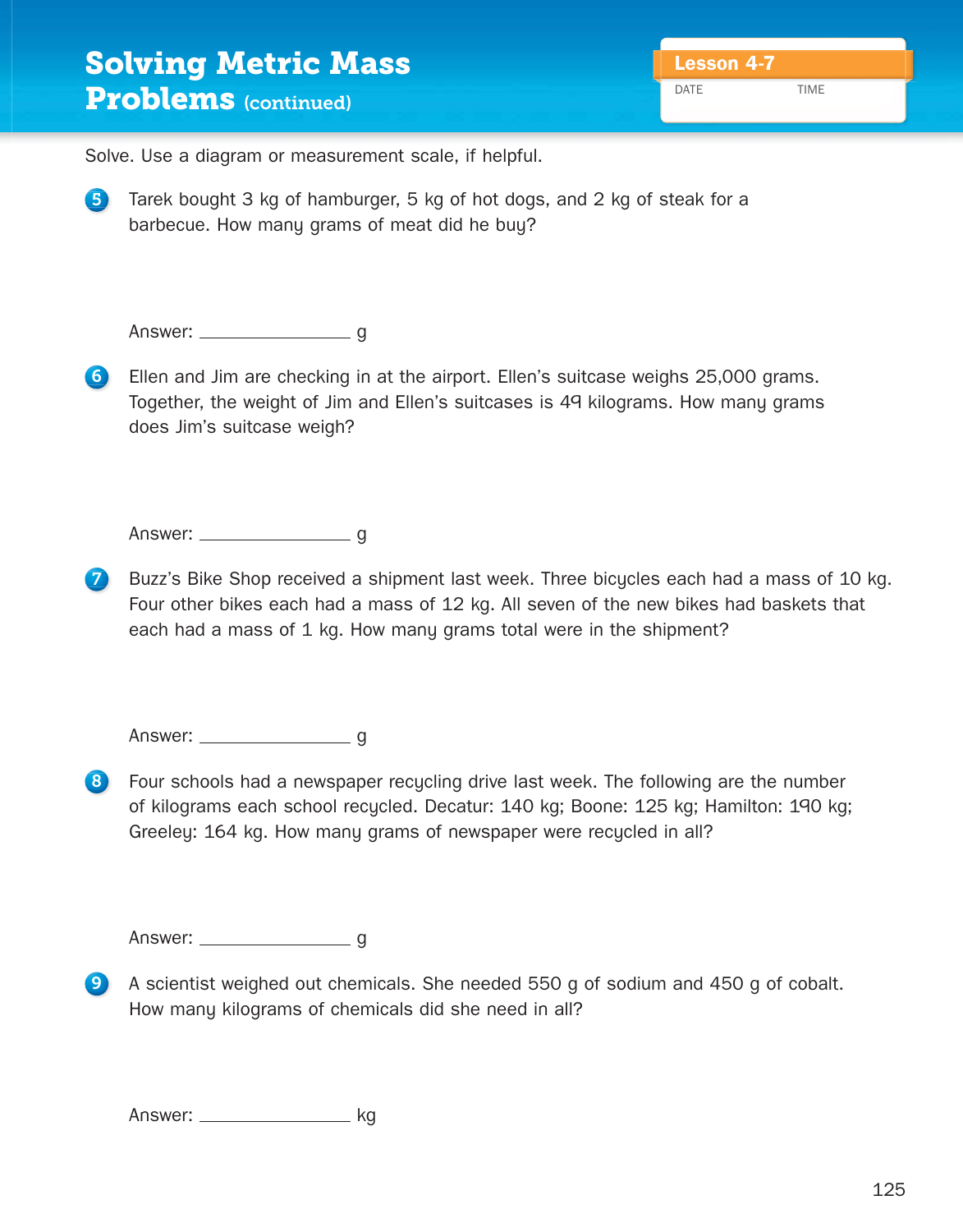# Solving Metric Mass Problems (continued)

Lesson 4-7

DATE TIME

Solve. Use a diagram or measurement scale, if helpful.

**5** Tarek bought 3 kg of hamburger, 5 kg of hot dogs, and 2 kg of steak for a barbecue. How many grams of meat did he buy?

Answer: ______________ g

**6** Ellen and Jim are checking in at the airport. Ellen's suitcase weighs 25,000 grams. Together, the weight of Jim and Ellen's suitcases is 49 kilograms. How many grams does Jim's suitcase weigh?

Answer: ______________ g

**7** Buzz's Bike Shop received a shipment last week. Three bicycles each had a mass of 10 kg. Four other bikes each had a mass of 12 kg. All seven of the new bikes had baskets that each had a mass of 1 kg. How many grams total were in the shipment?

Answer: ______________ g

**8** Four schools had a newspaper recycling drive last week. The following are the number of kilograms each school recycled. Decatur: 140 kg; Boone: 125 kg; Hamilton: 190 kg; Greeley: 164 kg. How many grams of newspaper were recycled in all?

Answer: ______________ g

**9** A scientist weighed out chemicals. She needed 550 g of sodium and 450 g of cobalt. How many kilograms of chemicals did she need in all?

Answer: ______________ kg